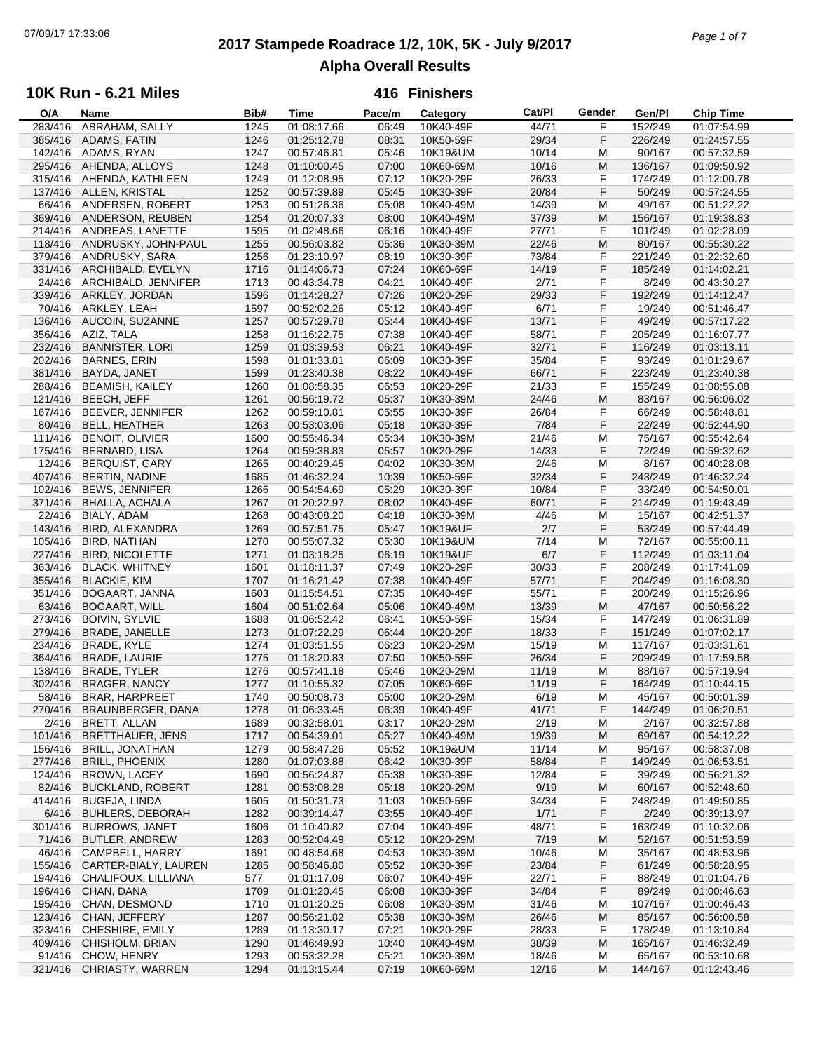# 2017 Stampede Roadrace 1/2, 10K, 5K - July 9/2017

## Alpha Overall Results

### 10K Run - 6.21 Miles — 416 Finishers

| O/A | Name | Bib# | Time | Pace/m | Category | Cat/Pl | Gender | Gen/Pl | Chip Time |
|---|---|---|---|---|---|---|---|---|---|
| 283/416 | ABRAHAM, SALLY | 1245 | 01:08:17.66 | 06:49 | 10K40-49F | 44/71 | F | 152/249 | 01:07:54.99 |
| 385/416 | ADAMS, FATIN | 1246 | 01:25:12.78 | 08:31 | 10K50-59F | 29/34 | F | 226/249 | 01:24:57.55 |
| 142/416 | ADAMS, RYAN | 1247 | 00:57:46.81 | 05:46 | 10K19&UM | 10/14 | M | 90/167 | 00:57:32.59 |
| 295/416 | AHENDA, ALLOYS | 1248 | 01:10:00.45 | 07:00 | 10K60-69M | 10/16 | M | 136/167 | 01:09:50.92 |
| 315/416 | AHENDA, KATHLEEN | 1249 | 01:12:08.95 | 07:12 | 10K20-29F | 26/33 | F | 174/249 | 01:12:00.78 |
| 137/416 | ALLEN, KRISTAL | 1252 | 00:57:39.89 | 05:45 | 10K30-39F | 20/84 | F | 50/249 | 00:57:24.55 |
| 66/416 | ANDERSEN, ROBERT | 1253 | 00:51:26.36 | 05:08 | 10K40-49M | 14/39 | M | 49/167 | 00:51:22.22 |
| 369/416 | ANDERSON, REUBEN | 1254 | 01:20:07.33 | 08:00 | 10K40-49M | 37/39 | M | 156/167 | 01:19:38.83 |
| 214/416 | ANDREAS, LANETTE | 1595 | 01:02:48.66 | 06:16 | 10K40-49F | 27/71 | F | 101/249 | 01:02:28.09 |
| 118/416 | ANDRUSKY, JOHN-PAUL | 1255 | 00:56:03.82 | 05:36 | 10K30-39M | 22/46 | M | 80/167 | 00:55:30.22 |
| 379/416 | ANDRUSKY, SARA | 1256 | 01:23:10.97 | 08:19 | 10K30-39F | 73/84 | F | 221/249 | 01:22:32.60 |
| 331/416 | ARCHIBALD, EVELYN | 1716 | 01:14:06.73 | 07:24 | 10K60-69F | 14/19 | F | 185/249 | 01:14:02.21 |
| 24/416 | ARCHIBALD, JENNIFER | 1713 | 00:43:34.78 | 04:21 | 10K40-49F | 2/71 | F | 8/249 | 00:43:30.27 |
| 339/416 | ARKLEY, JORDAN | 1596 | 01:14:28.27 | 07:26 | 10K20-29F | 29/33 | F | 192/249 | 01:14:12.47 |
| 70/416 | ARKLEY, LEAH | 1597 | 00:52:02.26 | 05:12 | 10K40-49F | 6/71 | F | 19/249 | 00:51:46.47 |
| 136/416 | AUCOIN, SUZANNE | 1257 | 00:57:29.78 | 05:44 | 10K40-49F | 13/71 | F | 49/249 | 00:57:17.22 |
| 356/416 | AZIZ, TALA | 1258 | 01:16:22.75 | 07:38 | 10K40-49F | 58/71 | F | 205/249 | 01:16:07.77 |
| 232/416 | BANNISTER, LORI | 1259 | 01:03:39.53 | 06:21 | 10K40-49F | 32/71 | F | 116/249 | 01:03:13.11 |
| 202/416 | BARNES, ERIN | 1598 | 01:01:33.81 | 06:09 | 10K30-39F | 35/84 | F | 93/249 | 01:01:29.67 |
| 381/416 | BAYDA, JANET | 1599 | 01:23:40.38 | 08:22 | 10K40-49F | 66/71 | F | 223/249 | 01:23:40.38 |
| 288/416 | BEAMISH, KAILEY | 1260 | 01:08:58.35 | 06:53 | 10K20-29F | 21/33 | F | 155/249 | 01:08:55.08 |
| 121/416 | BEECH, JEFF | 1261 | 00:56:19.72 | 05:37 | 10K30-39M | 24/46 | M | 83/167 | 00:56:06.02 |
| 167/416 | BEEVER, JENNIFER | 1262 | 00:59:10.81 | 05:55 | 10K30-39F | 26/84 | F | 66/249 | 00:58:48.81 |
| 80/416 | BELL, HEATHER | 1263 | 00:53:03.06 | 05:18 | 10K30-39F | 7/84 | F | 22/249 | 00:52:44.90 |
| 111/416 | BENOIT, OLIVIER | 1600 | 00:55:46.34 | 05:34 | 10K30-39M | 21/46 | M | 75/167 | 00:55:42.64 |
| 175/416 | BERNARD, LISA | 1264 | 00:59:38.83 | 05:57 | 10K20-29F | 14/33 | F | 72/249 | 00:59:32.62 |
| 12/416 | BERQUIST, GARY | 1265 | 00:40:29.45 | 04:02 | 10K30-39M | 2/46 | M | 8/167 | 00:40:28.08 |
| 407/416 | BERTIN, NADINE | 1685 | 01:46:32.24 | 10:39 | 10K50-59F | 32/34 | F | 243/249 | 01:46:32.24 |
| 102/416 | BEWS, JENNIFER | 1266 | 00:54:54.69 | 05:29 | 10K30-39F | 10/84 | F | 33/249 | 00:54:50.01 |
| 371/416 | BHALLA, ACHALA | 1267 | 01:20:22.97 | 08:02 | 10K40-49F | 60/71 | F | 214/249 | 01:19:43.49 |
| 22/416 | BIALY, ADAM | 1268 | 00:43:08.20 | 04:18 | 10K30-39M | 4/46 | M | 15/167 | 00:42:51.37 |
| 143/416 | BIRD, ALEXANDRA | 1269 | 00:57:51.75 | 05:47 | 10K19&UF | 2/7 | F | 53/249 | 00:57:44.49 |
| 105/416 | BIRD, NATHAN | 1270 | 00:55:07.32 | 05:30 | 10K19&UM | 7/14 | M | 72/167 | 00:55:00.11 |
| 227/416 | BIRD, NICOLETTE | 1271 | 01:03:18.25 | 06:19 | 10K19&UF | 6/7 | F | 112/249 | 01:03:11.04 |
| 363/416 | BLACK, WHITNEY | 1601 | 01:18:11.37 | 07:49 | 10K20-29F | 30/33 | F | 208/249 | 01:17:41.09 |
| 355/416 | BLACKIE, KIM | 1707 | 01:16:21.42 | 07:38 | 10K40-49F | 57/71 | F | 204/249 | 01:16:08.30 |
| 351/416 | BOGAART, JANNA | 1603 | 01:15:54.51 | 07:35 | 10K40-49F | 55/71 | F | 200/249 | 01:15:26.96 |
| 63/416 | BOGAART, WILL | 1604 | 00:51:02.64 | 05:06 | 10K40-49M | 13/39 | M | 47/167 | 00:50:56.22 |
| 273/416 | BOIVIN, SYLVIE | 1688 | 01:06:52.42 | 06:41 | 10K50-59F | 15/34 | F | 147/249 | 01:06:31.89 |
| 279/416 | BRADE, JANELLE | 1273 | 01:07:22.29 | 06:44 | 10K20-29F | 18/33 | F | 151/249 | 01:07:02.17 |
| 234/416 | BRADE, KYLE | 1274 | 01:03:51.55 | 06:23 | 10K20-29M | 15/19 | M | 117/167 | 01:03:31.61 |
| 364/416 | BRADE, LAURIE | 1275 | 01:18:20.83 | 07:50 | 10K50-59F | 26/34 | F | 209/249 | 01:17:59.58 |
| 138/416 | BRADE, TYLER | 1276 | 00:57:41.18 | 05:46 | 10K20-29M | 11/19 | M | 88/167 | 00:57:19.94 |
| 302/416 | BRAGER, NANCY | 1277 | 01:10:55.32 | 07:05 | 10K60-69F | 11/19 | F | 164/249 | 01:10:44.15 |
| 58/416 | BRAR, HARPREET | 1740 | 00:50:08.73 | 05:00 | 10K20-29M | 6/19 | M | 45/167 | 00:50:01.39 |
| 270/416 | BRAUNBERGER, DANA | 1278 | 01:06:33.45 | 06:39 | 10K40-49F | 41/71 | F | 144/249 | 01:06:20.51 |
| 2/416 | BRETT, ALLAN | 1689 | 00:32:58.01 | 03:17 | 10K20-29M | 2/19 | M | 2/167 | 00:32:57.88 |
| 101/416 | BRETTHAUER, JENS | 1717 | 00:54:39.01 | 05:27 | 10K40-49M | 19/39 | M | 69/167 | 00:54:12.22 |
| 156/416 | BRILL, JONATHAN | 1279 | 00:58:47.26 | 05:52 | 10K19&UM | 11/14 | M | 95/167 | 00:58:37.08 |
| 277/416 | BRILL, PHOENIX | 1280 | 01:07:03.88 | 06:42 | 10K30-39F | 58/84 | F | 149/249 | 01:06:53.51 |
| 124/416 | BROWN, LACEY | 1690 | 00:56:24.87 | 05:38 | 10K30-39F | 12/84 | F | 39/249 | 00:56:21.32 |
| 82/416 | BUCKLAND, ROBERT | 1281 | 00:53:08.28 | 05:18 | 10K20-29M | 9/19 | M | 60/167 | 00:52:48.60 |
| 414/416 | BUGEJA, LINDA | 1605 | 01:50:31.73 | 11:03 | 10K50-59F | 34/34 | F | 248/249 | 01:49:50.85 |
| 6/416 | BUHLERS, DEBORAH | 1282 | 00:39:14.47 | 03:55 | 10K40-49F | 1/71 | F | 2/249 | 00:39:13.97 |
| 301/416 | BURROWS, JANET | 1606 | 01:10:40.82 | 07:04 | 10K40-49F | 48/71 | F | 163/249 | 01:10:32.06 |
| 71/416 | BUTLER, ANDREW | 1283 | 00:52:04.49 | 05:12 | 10K20-29M | 7/19 | M | 52/167 | 00:51:53.59 |
| 46/416 | CAMPBELL, HARRY | 1691 | 00:48:54.68 | 04:53 | 10K30-39M | 10/46 | M | 35/167 | 00:48:53.96 |
| 155/416 | CARTER-BIALY, LAUREN | 1285 | 00:58:46.80 | 05:52 | 10K30-39F | 23/84 | F | 61/249 | 00:58:28.95 |
| 194/416 | CHALIFOUX, LILLIANA | 577 | 01:01:17.09 | 06:07 | 10K40-49F | 22/71 | F | 88/249 | 01:01:04.76 |
| 196/416 | CHAN, DANA | 1709 | 01:01:20.45 | 06:08 | 10K30-39F | 34/84 | F | 89/249 | 01:00:46.63 |
| 195/416 | CHAN, DESMOND | 1710 | 01:01:20.25 | 06:08 | 10K30-39M | 31/46 | M | 107/167 | 01:00:46.43 |
| 123/416 | CHAN, JEFFERY | 1287 | 00:56:21.82 | 05:38 | 10K30-39M | 26/46 | M | 85/167 | 00:56:00.58 |
| 323/416 | CHESHIRE, EMILY | 1289 | 01:13:30.17 | 07:21 | 10K20-29F | 28/33 | F | 178/249 | 01:13:10.84 |
| 409/416 | CHISHOLM, BRIAN | 1290 | 01:46:49.93 | 10:40 | 10K40-49M | 38/39 | M | 165/167 | 01:46:32.49 |
| 91/416 | CHOW, HENRY | 1293 | 00:53:32.28 | 05:21 | 10K30-39M | 18/46 | M | 65/167 | 00:53:10.68 |
| 321/416 | CHRIASTY, WARREN | 1294 | 01:13:15.44 | 07:19 | 10K60-69M | 12/16 | M | 144/167 | 01:12:43.46 |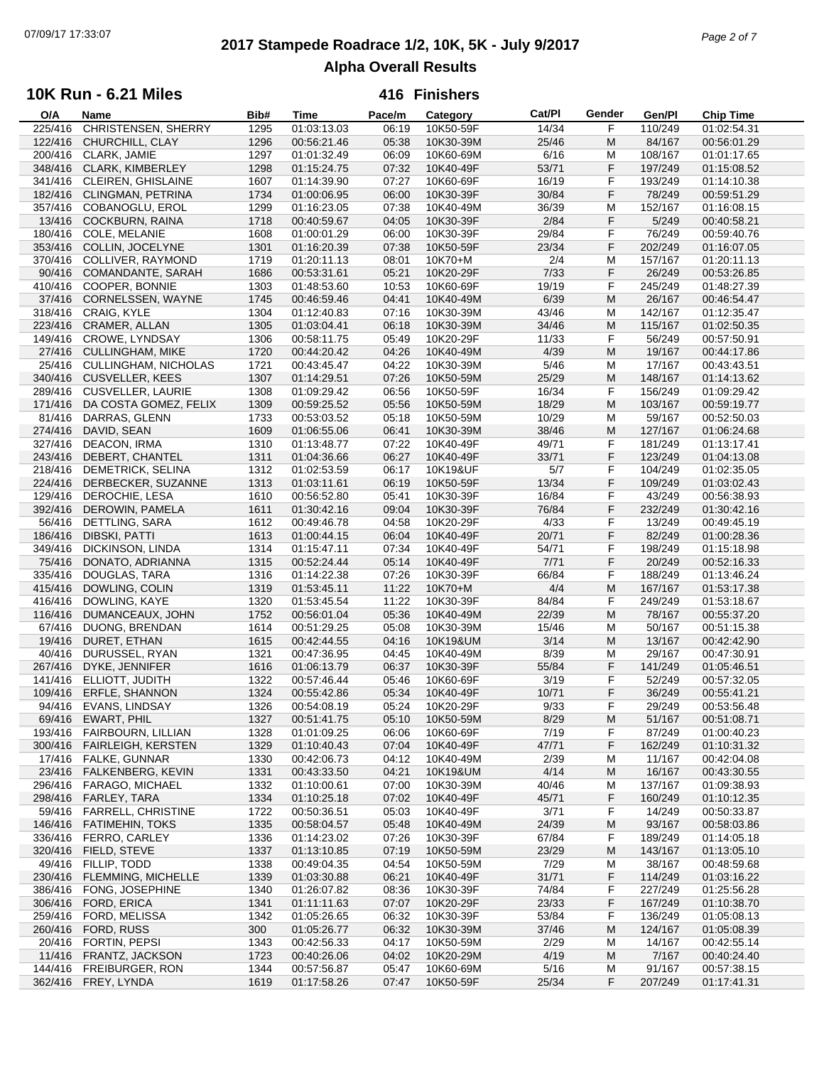# 2017 Stampede Roadrace 1/2, 10K, 5K - July 9/2017

## Alpha Overall Results

### 10K Run - 6.21 Miles

**416 Finishers**

| O/A | Name | Bib# | Time | Pace/m | Category | Cat/Pl | Gender | Gen/Pl | Chip Time |
|---|---|---|---|---|---|---|---|---|---|
| 225/416 | CHRISTENSEN, SHERRY | 1295 | 01:03:13.03 | 06:19 | 10K50-59F | 14/34 | F | 110/249 | 01:02:54.31 |
| 122/416 | CHURCHILL, CLAY | 1296 | 00:56:21.46 | 05:38 | 10K30-39M | 25/46 | M | 84/167 | 00:56:01.29 |
| 200/416 | CLARK, JAMIE | 1297 | 01:01:32.49 | 06:09 | 10K60-69M | 6/16 | M | 108/167 | 01:01:17.65 |
| 348/416 | CLARK, KIMBERLEY | 1298 | 01:15:24.75 | 07:32 | 10K40-49F | 53/71 | F | 197/249 | 01:15:08.52 |
| 341/416 | CLEIREN, GHISLAINE | 1607 | 01:14:39.90 | 07:27 | 10K60-69F | 16/19 | F | 193/249 | 01:14:10.38 |
| 182/416 | CLINGMAN, PETRINA | 1734 | 01:00:06.95 | 06:00 | 10K30-39F | 30/84 | F | 78/249 | 00:59:51.29 |
| 357/416 | COBANOGLU, EROL | 1299 | 01:16:23.05 | 07:38 | 10K40-49M | 36/39 | M | 152/167 | 01:16:08.15 |
| 13/416 | COCKBURN, RAINA | 1718 | 00:40:59.67 | 04:05 | 10K30-39F | 2/84 | F | 5/249 | 00:40:58.21 |
| 180/416 | COLE, MELANIE | 1608 | 01:00:01.29 | 06:00 | 10K30-39F | 29/84 | F | 76/249 | 00:59:40.76 |
| 353/416 | COLLIN, JOCELYNE | 1301 | 01:16:20.39 | 07:38 | 10K50-59F | 23/34 | F | 202/249 | 01:16:07.05 |
| 370/416 | COLLIVER, RAYMOND | 1719 | 01:20:11.13 | 08:01 | 10K70+M | 2/4 | M | 157/167 | 01:20:11.13 |
| 90/416 | COMANDANTE, SARAH | 1686 | 00:53:31.61 | 05:21 | 10K20-29F | 7/33 | F | 26/249 | 00:53:26.85 |
| 410/416 | COOPER, BONNIE | 1303 | 01:48:53.60 | 10:53 | 10K60-69F | 19/19 | F | 245/249 | 01:48:27.39 |
| 37/416 | CORNELSSEN, WAYNE | 1745 | 00:46:59.46 | 04:41 | 10K40-49M | 6/39 | M | 26/167 | 00:46:54.47 |
| 318/416 | CRAIG, KYLE | 1304 | 01:12:40.83 | 07:16 | 10K30-39M | 43/46 | M | 142/167 | 01:12:35.47 |
| 223/416 | CRAMER, ALLAN | 1305 | 01:03:04.41 | 06:18 | 10K30-39M | 34/46 | M | 115/167 | 01:02:50.35 |
| 149/416 | CROWE, LYNDSAY | 1306 | 00:58:11.75 | 05:49 | 10K20-29F | 11/33 | F | 56/249 | 00:57:50.91 |
| 27/416 | CULLINGHAM, MIKE | 1720 | 00:44:20.42 | 04:26 | 10K40-49M | 4/39 | M | 19/167 | 00:44:17.86 |
| 25/416 | CULLINGHAM, NICHOLAS | 1721 | 00:43:45.47 | 04:22 | 10K30-39M | 5/46 | M | 17/167 | 00:43:43.51 |
| 340/416 | CUSVELLER, KEES | 1307 | 01:14:29.51 | 07:26 | 10K50-59M | 25/29 | M | 148/167 | 01:14:13.62 |
| 289/416 | CUSVELLER, LAURIE | 1308 | 01:09:29.42 | 06:56 | 10K50-59F | 16/34 | F | 156/249 | 01:09:29.42 |
| 171/416 | DA COSTA GOMEZ, FELIX | 1309 | 00:59:25.52 | 05:56 | 10K50-59M | 18/29 | M | 103/167 | 00:59:19.77 |
| 81/416 | DARRAS, GLENN | 1733 | 00:53:03.52 | 05:18 | 10K50-59M | 10/29 | M | 59/167 | 00:52:50.03 |
| 274/416 | DAVID, SEAN | 1609 | 01:06:55.06 | 06:41 | 10K30-39M | 38/46 | M | 127/167 | 01:06:24.68 |
| 327/416 | DEACON, IRMA | 1310 | 01:13:48.77 | 07:22 | 10K40-49F | 49/71 | F | 181/249 | 01:13:17.41 |
| 243/416 | DEBERT, CHANTEL | 1311 | 01:04:36.66 | 06:27 | 10K40-49F | 33/71 | F | 123/249 | 01:04:13.08 |
| 218/416 | DEMETRICK, SELINA | 1312 | 01:02:53.59 | 06:17 | 10K19&UF | 5/7 | F | 104/249 | 01:02:35.05 |
| 224/416 | DERBECKER, SUZANNE | 1313 | 01:03:11.61 | 06:19 | 10K50-59F | 13/34 | F | 109/249 | 01:03:02.43 |
| 129/416 | DEROCHIE, LESA | 1610 | 00:56:52.80 | 05:41 | 10K30-39F | 16/84 | F | 43/249 | 00:56:38.93 |
| 392/416 | DEROWIN, PAMELA | 1611 | 01:30:42.16 | 09:04 | 10K30-39F | 76/84 | F | 232/249 | 01:30:42.16 |
| 56/416 | DETTLING, SARA | 1612 | 00:49:46.78 | 04:58 | 10K20-29F | 4/33 | F | 13/249 | 00:49:45.19 |
| 186/416 | DIBSKI, PATTI | 1613 | 01:00:44.15 | 06:04 | 10K40-49F | 20/71 | F | 82/249 | 01:00:28.36 |
| 349/416 | DICKINSON, LINDA | 1314 | 01:15:47.11 | 07:34 | 10K40-49F | 54/71 | F | 198/249 | 01:15:18.98 |
| 75/416 | DONATO, ADRIANNA | 1315 | 00:52:24.44 | 05:14 | 10K40-49F | 7/71 | F | 20/249 | 00:52:16.33 |
| 335/416 | DOUGLAS, TARA | 1316 | 01:14:22.38 | 07:26 | 10K30-39F | 66/84 | F | 188/249 | 01:13:46.24 |
| 415/416 | DOWLING, COLIN | 1319 | 01:53:45.11 | 11:22 | 10K70+M | 4/4 | M | 167/167 | 01:53:17.38 |
| 416/416 | DOWLING, KAYE | 1320 | 01:53:45.54 | 11:22 | 10K30-39F | 84/84 | F | 249/249 | 01:53:18.67 |
| 116/416 | DUMANCEAUX, JOHN | 1752 | 00:56:01.04 | 05:36 | 10K40-49M | 22/39 | M | 78/167 | 00:55:37.20 |
| 67/416 | DUONG, BRENDAN | 1614 | 00:51:29.25 | 05:08 | 10K30-39M | 15/46 | M | 50/167 | 00:51:15.38 |
| 19/416 | DURET, ETHAN | 1615 | 00:42:44.55 | 04:16 | 10K19&UM | 3/14 | M | 13/167 | 00:42:42.90 |
| 40/416 | DURUSSEL, RYAN | 1321 | 00:47:36.95 | 04:45 | 10K40-49M | 8/39 | M | 29/167 | 00:47:30.91 |
| 267/416 | DYKE, JENNIFER | 1616 | 01:06:13.79 | 06:37 | 10K30-39F | 55/84 | F | 141/249 | 01:05:46.51 |
| 141/416 | ELLIOTT, JUDITH | 1322 | 00:57:46.44 | 05:46 | 10K60-69F | 3/19 | F | 52/249 | 00:57:32.05 |
| 109/416 | ERFLE, SHANNON | 1324 | 00:55:42.86 | 05:34 | 10K40-49F | 10/71 | F | 36/249 | 00:55:41.21 |
| 94/416 | EVANS, LINDSAY | 1326 | 00:54:08.19 | 05:24 | 10K20-29F | 9/33 | F | 29/249 | 00:53:56.48 |
| 69/416 | EWART, PHIL | 1327 | 00:51:41.75 | 05:10 | 10K50-59M | 8/29 | M | 51/167 | 00:51:08.71 |
| 193/416 | FAIRBOURN, LILLIAN | 1328 | 01:01:09.25 | 06:06 | 10K60-69F | 7/19 | F | 87/249 | 01:00:40.23 |
| 300/416 | FAIRLEIGH, KERSTEN | 1329 | 01:10:40.43 | 07:04 | 10K40-49F | 47/71 | F | 162/249 | 01:10:31.32 |
| 17/416 | FALKE, GUNNAR | 1330 | 00:42:06.73 | 04:12 | 10K40-49M | 2/39 | M | 11/167 | 00:42:04.08 |
| 23/416 | FALKENBERG, KEVIN | 1331 | 00:43:33.50 | 04:21 | 10K19&UM | 4/14 | M | 16/167 | 00:43:30.55 |
| 296/416 | FARAGO, MICHAEL | 1332 | 01:10:00.61 | 07:00 | 10K30-39M | 40/46 | M | 137/167 | 01:09:38.93 |
| 298/416 | FARLEY, TARA | 1334 | 01:10:25.18 | 07:02 | 10K40-49F | 45/71 | F | 160/249 | 01:10:12.35 |
| 59/416 | FARRELL, CHRISTINE | 1722 | 00:50:36.51 | 05:03 | 10K40-49F | 3/71 | F | 14/249 | 00:50:33.87 |
| 146/416 | FATIMEHIN, TOKS | 1335 | 00:58:04.57 | 05:48 | 10K40-49M | 24/39 | M | 93/167 | 00:58:03.86 |
| 336/416 | FERRO, CARLEY | 1336 | 01:14:23.02 | 07:26 | 10K30-39F | 67/84 | F | 189/249 | 01:14:05.18 |
| 320/416 | FIELD, STEVE | 1337 | 01:13:10.85 | 07:19 | 10K50-59M | 23/29 | M | 143/167 | 01:13:05.10 |
| 49/416 | FILLIP, TODD | 1338 | 00:49:04.35 | 04:54 | 10K50-59M | 7/29 | M | 38/167 | 00:48:59.68 |
| 230/416 | FLEMMING, MICHELLE | 1339 | 01:03:30.88 | 06:21 | 10K40-49F | 31/71 | F | 114/249 | 01:03:16.22 |
| 386/416 | FONG, JOSEPHINE | 1340 | 01:26:07.82 | 08:36 | 10K30-39F | 74/84 | F | 227/249 | 01:25:56.28 |
| 306/416 | FORD, ERICA | 1341 | 01:11:11.63 | 07:07 | 10K20-29F | 23/33 | F | 167/249 | 01:10:38.70 |
| 259/416 | FORD, MELISSA | 1342 | 01:05:26.65 | 06:32 | 10K30-39F | 53/84 | F | 136/249 | 01:05:08.13 |
| 260/416 | FORD, RUSS | 300 | 01:05:26.77 | 06:32 | 10K30-39M | 37/46 | M | 124/167 | 01:05:08.39 |
| 20/416 | FORTIN, PEPSI | 1343 | 00:42:56.33 | 04:17 | 10K50-59M | 2/29 | M | 14/167 | 00:42:55.14 |
| 11/416 | FRANTZ, JACKSON | 1723 | 00:40:26.06 | 04:02 | 10K20-29M | 4/19 | M | 7/167 | 00:40:24.40 |
| 144/416 | FREIBURGER, RON | 1344 | 00:57:56.87 | 05:47 | 10K60-69M | 5/16 | M | 91/167 | 00:57:38.15 |
| 362/416 | FREY, LYNDA | 1619 | 01:17:58.26 | 07:47 | 10K50-59F | 25/34 | F | 207/249 | 01:17:41.31 |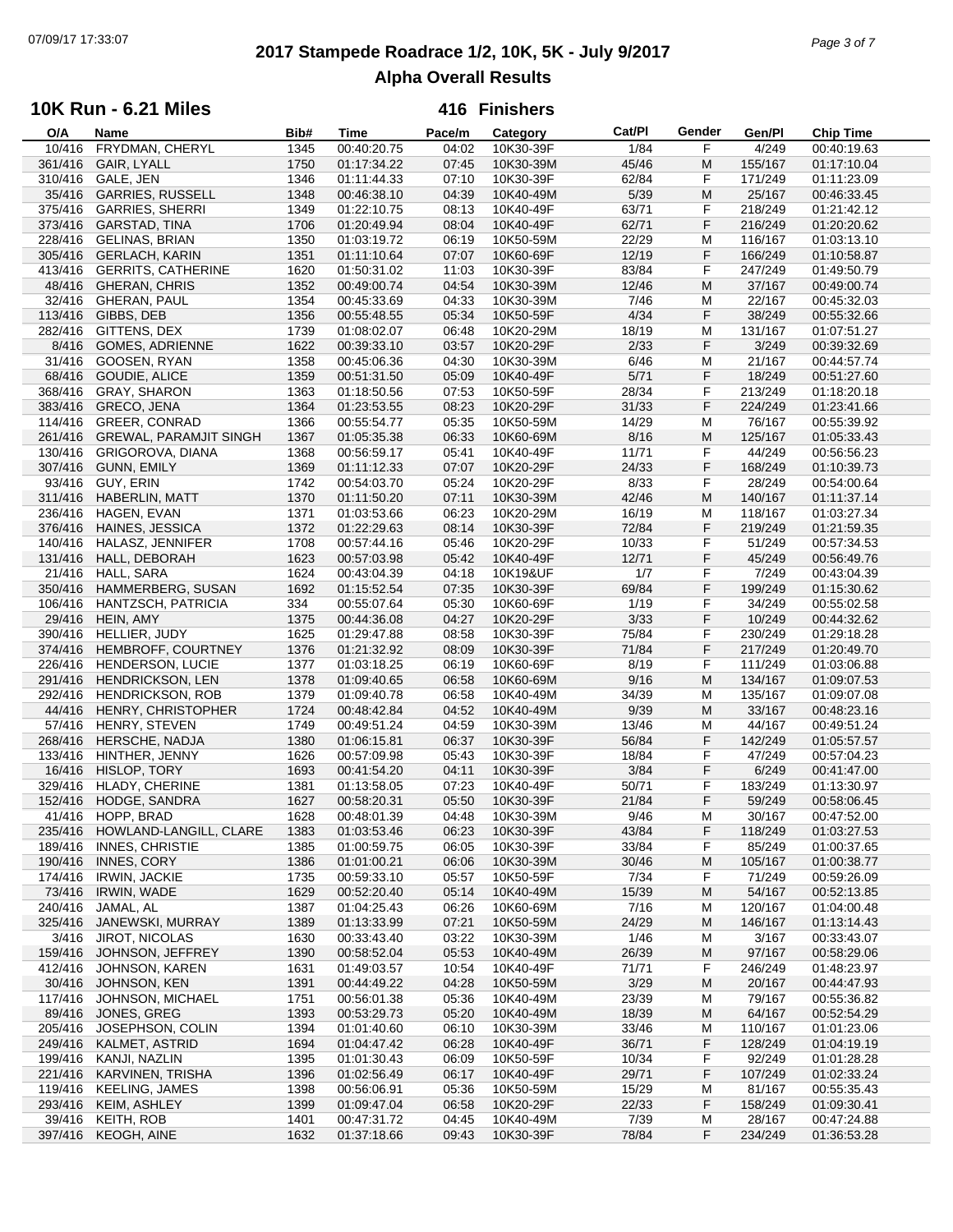# 2017 Stampede Roadrace 1/2, 10K, 5K - July 9/2017

## Alpha Overall Results

### 10K Run - 6.21 Miles

**416 Finishers**

| O/A | Name | Bib# | Time | Pace/m | Category | Cat/Pl | Gender | Gen/Pl | Chip Time |
|---|---|---|---|---|---|---|---|---|---|
| 10/416 | FRYDMAN, CHERYL | 1345 | 00:40:20.75 | 04:02 | 10K30-39F | 1/84 | F | 4/249 | 00:40:19.63 |
| 361/416 | GAIR, LYALL | 1750 | 01:17:34.22 | 07:45 | 10K30-39M | 45/46 | M | 155/167 | 01:17:10.04 |
| 310/416 | GALE, JEN | 1346 | 01:11:44.33 | 07:10 | 10K30-39F | 62/84 | F | 171/249 | 01:11:23.09 |
| 35/416 | GARRIES, RUSSELL | 1348 | 00:46:38.10 | 04:39 | 10K40-49M | 5/39 | M | 25/167 | 00:46:33.45 |
| 375/416 | GARRIES, SHERRI | 1349 | 01:22:10.75 | 08:13 | 10K40-49F | 63/71 | F | 218/249 | 01:21:42.12 |
| 373/416 | GARSTAD, TINA | 1706 | 01:20:49.94 | 08:04 | 10K40-49F | 62/71 | F | 216/249 | 01:20:20.62 |
| 228/416 | GELINAS, BRIAN | 1350 | 01:03:19.72 | 06:19 | 10K50-59M | 22/29 | M | 116/167 | 01:03:13.10 |
| 305/416 | GERLACH, KARIN | 1351 | 01:11:10.64 | 07:07 | 10K60-69F | 12/19 | F | 166/249 | 01:10:58.87 |
| 413/416 | GERRITS, CATHERINE | 1620 | 01:50:31.02 | 11:03 | 10K30-39F | 83/84 | F | 247/249 | 01:49:50.79 |
| 48/416 | GHERAN, CHRIS | 1352 | 00:49:00.74 | 04:54 | 10K30-39M | 12/46 | M | 37/167 | 00:49:00.74 |
| 32/416 | GHERAN, PAUL | 1354 | 00:45:33.69 | 04:33 | 10K30-39M | 7/46 | M | 22/167 | 00:45:32.03 |
| 113/416 | GIBBS, DEB | 1356 | 00:55:48.55 | 05:34 | 10K50-59F | 4/34 | F | 38/249 | 00:55:32.66 |
| 282/416 | GITTENS, DEX | 1739 | 01:08:02.07 | 06:48 | 10K20-29M | 18/19 | M | 131/167 | 01:07:51.27 |
| 8/416 | GOMES, ADRIENNE | 1622 | 00:39:33.10 | 03:57 | 10K20-29F | 2/33 | F | 3/249 | 00:39:32.69 |
| 31/416 | GOOSEN, RYAN | 1358 | 00:45:06.36 | 04:30 | 10K30-39M | 6/46 | M | 21/167 | 00:44:57.74 |
| 68/416 | GOUDIE, ALICE | 1359 | 00:51:31.50 | 05:09 | 10K40-49F | 5/71 | F | 18/249 | 00:51:27.60 |
| 368/416 | GRAY, SHARON | 1363 | 01:18:50.56 | 07:53 | 10K50-59F | 28/34 | F | 213/249 | 01:18:20.18 |
| 383/416 | GRECO, JENA | 1364 | 01:23:53.55 | 08:23 | 10K20-29F | 31/33 | F | 224/249 | 01:23:41.66 |
| 114/416 | GREER, CONRAD | 1366 | 00:55:54.77 | 05:35 | 10K50-59M | 14/29 | M | 76/167 | 00:55:39.92 |
| 261/416 | GREWAL, PARAMJIT SINGH | 1367 | 01:05:35.38 | 06:33 | 10K60-69M | 8/16 | M | 125/167 | 01:05:33.43 |
| 130/416 | GRIGOROVA, DIANA | 1368 | 00:56:59.17 | 05:41 | 10K40-49F | 11/71 | F | 44/249 | 00:56:56.23 |
| 307/416 | GUNN, EMILY | 1369 | 01:11:12.33 | 07:07 | 10K20-29F | 24/33 | F | 168/249 | 01:10:39.73 |
| 93/416 | GUY, ERIN | 1742 | 00:54:03.70 | 05:24 | 10K20-29F | 8/33 | F | 28/249 | 00:54:00.64 |
| 311/416 | HABERLIN, MATT | 1370 | 01:11:50.20 | 07:11 | 10K30-39M | 42/46 | M | 140/167 | 01:11:37.14 |
| 236/416 | HAGEN, EVAN | 1371 | 01:03:53.66 | 06:23 | 10K20-29M | 16/19 | M | 118/167 | 01:03:27.34 |
| 376/416 | HAINES, JESSICA | 1372 | 01:22:29.63 | 08:14 | 10K30-39F | 72/84 | F | 219/249 | 01:21:59.35 |
| 140/416 | HALASZ, JENNIFER | 1708 | 00:57:44.16 | 05:46 | 10K20-29F | 10/33 | F | 51/249 | 00:57:34.53 |
| 131/416 | HALL, DEBORAH | 1623 | 00:57:03.98 | 05:42 | 10K40-49F | 12/71 | F | 45/249 | 00:56:49.76 |
| 21/416 | HALL, SARA | 1624 | 00:43:04.39 | 04:18 | 10K19&UF | 1/7 | F | 7/249 | 00:43:04.39 |
| 350/416 | HAMMERBERG, SUSAN | 1692 | 01:15:52.54 | 07:35 | 10K30-39F | 69/84 | F | 199/249 | 01:15:30.62 |
| 106/416 | HANTZSCH, PATRICIA | 334 | 00:55:07.64 | 05:30 | 10K60-69F | 1/19 | F | 34/249 | 00:55:02.58 |
| 29/416 | HEIN, AMY | 1375 | 00:44:36.08 | 04:27 | 10K20-29F | 3/33 | F | 10/249 | 00:44:32.62 |
| 390/416 | HELLIER, JUDY | 1625 | 01:29:47.88 | 08:58 | 10K30-39F | 75/84 | F | 230/249 | 01:29:18.28 |
| 374/416 | HEMBROFF, COURTNEY | 1376 | 01:21:32.92 | 08:09 | 10K30-39F | 71/84 | F | 217/249 | 01:20:49.70 |
| 226/416 | HENDERSON, LUCIE | 1377 | 01:03:18.25 | 06:19 | 10K60-69F | 8/19 | F | 111/249 | 01:03:06.88 |
| 291/416 | HENDRICKSON, LEN | 1378 | 01:09:40.65 | 06:58 | 10K60-69M | 9/16 | M | 134/167 | 01:09:07.53 |
| 292/416 | HENDRICKSON, ROB | 1379 | 01:09:40.78 | 06:58 | 10K40-49M | 34/39 | M | 135/167 | 01:09:07.08 |
| 44/416 | HENRY, CHRISTOPHER | 1724 | 00:48:42.84 | 04:52 | 10K40-49M | 9/39 | M | 33/167 | 00:48:23.16 |
| 57/416 | HENRY, STEVEN | 1749 | 00:49:51.24 | 04:59 | 10K30-39M | 13/46 | M | 44/167 | 00:49:51.24 |
| 268/416 | HERSCHE, NADJA | 1380 | 01:06:15.81 | 06:37 | 10K30-39F | 56/84 | F | 142/249 | 01:05:57.57 |
| 133/416 | HINTHER, JENNY | 1626 | 00:57:09.98 | 05:43 | 10K30-39F | 18/84 | F | 47/249 | 00:57:04.23 |
| 16/416 | HISLOP, TORY | 1693 | 00:41:54.20 | 04:11 | 10K30-39F | 3/84 | F | 6/249 | 00:41:47.00 |
| 329/416 | HLADY, CHERINE | 1381 | 01:13:58.05 | 07:23 | 10K40-49F | 50/71 | F | 183/249 | 01:13:30.97 |
| 152/416 | HODGE, SANDRA | 1627 | 00:58:20.31 | 05:50 | 10K30-39F | 21/84 | F | 59/249 | 00:58:06.45 |
| 41/416 | HOPP, BRAD | 1628 | 00:48:01.39 | 04:48 | 10K30-39M | 9/46 | M | 30/167 | 00:47:52.00 |
| 235/416 | HOWLAND-LANGILL, CLARE | 1383 | 01:03:53.46 | 06:23 | 10K30-39F | 43/84 | F | 118/249 | 01:03:27.53 |
| 189/416 | INNES, CHRISTIE | 1385 | 01:00:59.75 | 06:05 | 10K30-39F | 33/84 | F | 85/249 | 01:00:37.65 |
| 190/416 | INNES, CORY | 1386 | 01:01:00.21 | 06:06 | 10K30-39M | 30/46 | M | 105/167 | 01:00:38.77 |
| 174/416 | IRWIN, JACKIE | 1735 | 00:59:33.10 | 05:57 | 10K50-59F | 7/34 | F | 71/249 | 00:59:26.09 |
| 73/416 | IRWIN, WADE | 1629 | 00:52:20.40 | 05:14 | 10K40-49M | 15/39 | M | 54/167 | 00:52:13.85 |
| 240/416 | JAMAL, AL | 1387 | 01:04:25.43 | 06:26 | 10K60-69M | 7/16 | M | 120/167 | 01:04:00.48 |
| 325/416 | JANEWSKI, MURRAY | 1389 | 01:13:33.99 | 07:21 | 10K50-59M | 24/29 | M | 146/167 | 01:13:14.43 |
| 3/416 | JIROT, NICOLAS | 1630 | 00:33:43.40 | 03:22 | 10K30-39M | 1/46 | M | 3/167 | 00:33:43.07 |
| 159/416 | JOHNSON, JEFFREY | 1390 | 00:58:52.04 | 05:53 | 10K40-49M | 26/39 | M | 97/167 | 00:58:29.06 |
| 412/416 | JOHNSON, KAREN | 1631 | 01:49:03.57 | 10:54 | 10K40-49F | 71/71 | F | 246/249 | 01:48:23.97 |
| 30/416 | JOHNSON, KEN | 1391 | 00:44:49.22 | 04:28 | 10K50-59M | 3/29 | M | 20/167 | 00:44:47.93 |
| 117/416 | JOHNSON, MICHAEL | 1751 | 00:56:01.38 | 05:36 | 10K40-49M | 23/39 | M | 79/167 | 00:55:36.82 |
| 89/416 | JONES, GREG | 1393 | 00:53:29.73 | 05:20 | 10K40-49M | 18/39 | M | 64/167 | 00:52:54.29 |
| 205/416 | JOSEPHSON, COLIN | 1394 | 01:01:40.60 | 06:10 | 10K30-39M | 33/46 | M | 110/167 | 01:01:23.06 |
| 249/416 | KALMET, ASTRID | 1694 | 01:04:47.42 | 06:28 | 10K40-49F | 36/71 | F | 128/249 | 01:04:19.19 |
| 199/416 | KANJI, NAZLIN | 1395 | 01:01:30.43 | 06:09 | 10K50-59F | 10/34 | F | 92/249 | 01:01:28.28 |
| 221/416 | KARVINEN, TRISHA | 1396 | 01:02:56.49 | 06:17 | 10K40-49F | 29/71 | F | 107/249 | 01:02:33.24 |
| 119/416 | KEELING, JAMES | 1398 | 00:56:06.91 | 05:36 | 10K50-59M | 15/29 | M | 81/167 | 00:55:35.43 |
| 293/416 | KEIM, ASHLEY | 1399 | 01:09:47.04 | 06:58 | 10K20-29F | 22/33 | F | 158/249 | 01:09:30.41 |
| 39/416 | KEITH, ROB | 1401 | 00:47:31.72 | 04:45 | 10K40-49M | 7/39 | M | 28/167 | 00:47:24.88 |
| 397/416 | KEOGH, AINE | 1632 | 01:37:18.66 | 09:43 | 10K30-39F | 78/84 | F | 234/249 | 01:36:53.28 |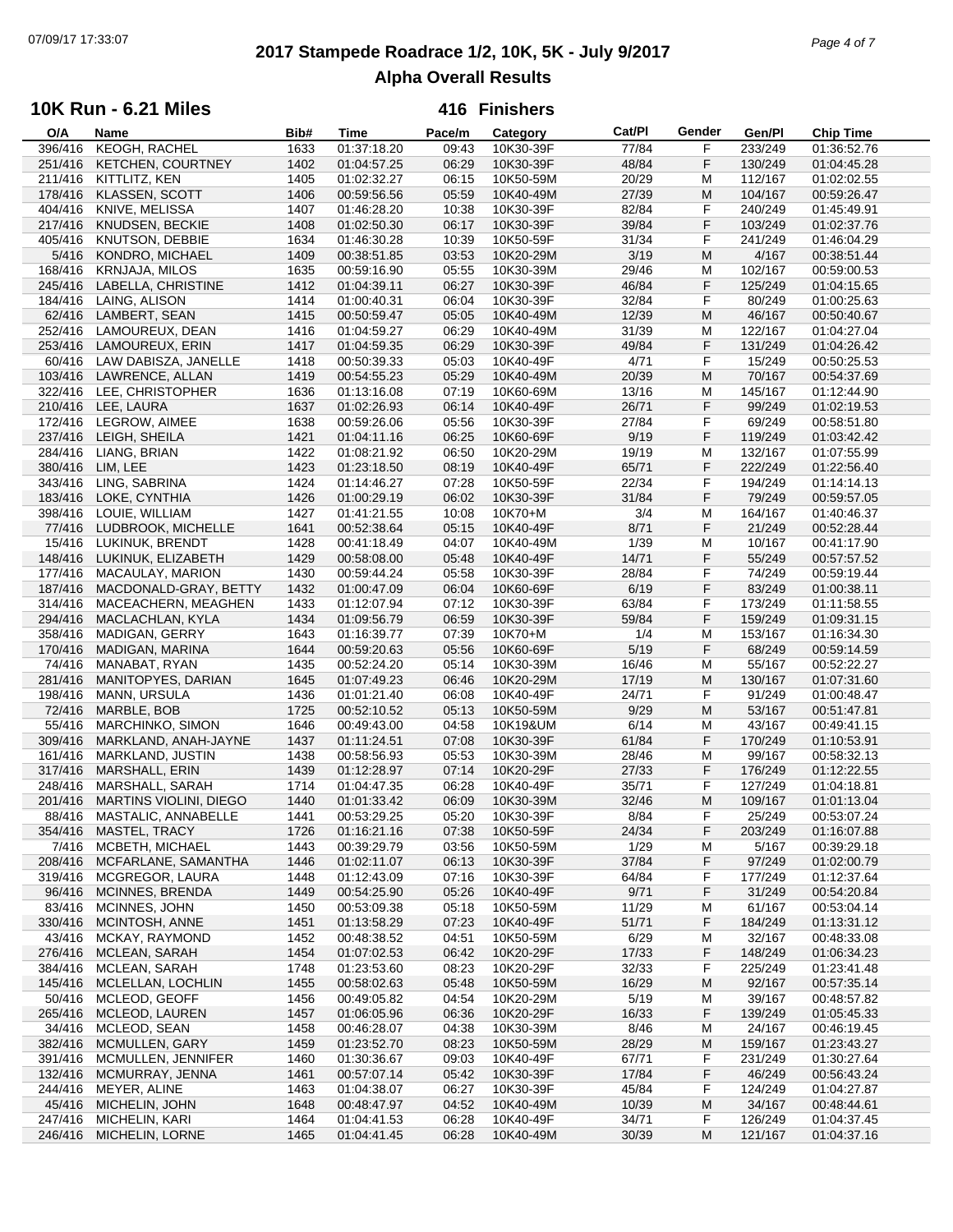# 2017 Stampede Roadrace 1/2, 10K, 5K - July 9/2017

## Alpha Overall Results

### 10K Run - 6.21 Miles

**416 Finishers**

| O/A | Name | Bib# | Time | Pace/m | Category | Cat/Pl | Gender | Gen/Pl | Chip Time |
|---|---|---|---|---|---|---|---|---|---|
| 396/416 | KEOGH, RACHEL | 1633 | 01:37:18.20 | 09:43 | 10K30-39F | 77/84 | F | 233/249 | 01:36:52.76 |
| 251/416 | KETCHEN, COURTNEY | 1402 | 01:04:57.25 | 06:29 | 10K30-39F | 48/84 | F | 130/249 | 01:04:45.28 |
| 211/416 | KITTLITZ, KEN | 1405 | 01:02:32.27 | 06:15 | 10K50-59M | 20/29 | M | 112/167 | 01:02:02.55 |
| 178/416 | KLASSEN, SCOTT | 1406 | 00:59:56.56 | 05:59 | 10K40-49M | 27/39 | M | 104/167 | 00:59:26.47 |
| 404/416 | KNIVE, MELISSA | 1407 | 01:46:28.20 | 10:38 | 10K30-39F | 82/84 | F | 240/249 | 01:45:49.91 |
| 217/416 | KNUDSEN, BECKIE | 1408 | 01:02:50.30 | 06:17 | 10K30-39F | 39/84 | F | 103/249 | 01:02:37.76 |
| 405/416 | KNUTSON, DEBBIE | 1634 | 01:46:30.28 | 10:39 | 10K50-59F | 31/34 | F | 241/249 | 01:46:04.29 |
| 5/416 | KONDRO, MICHAEL | 1409 | 00:38:51.85 | 03:53 | 10K20-29M | 3/19 | M | 4/167 | 00:38:51.44 |
| 168/416 | KRNJAJA, MILOS | 1635 | 00:59:16.90 | 05:55 | 10K30-39M | 29/46 | M | 102/167 | 00:59:00.53 |
| 245/416 | LABELLA, CHRISTINE | 1412 | 01:04:39.11 | 06:27 | 10K30-39F | 46/84 | F | 125/249 | 01:04:15.65 |
| 184/416 | LAING, ALISON | 1414 | 01:00:40.31 | 06:04 | 10K30-39F | 32/84 | F | 80/249 | 01:00:25.63 |
| 62/416 | LAMBERT, SEAN | 1415 | 00:50:59.47 | 05:05 | 10K40-49M | 12/39 | M | 46/167 | 00:50:40.67 |
| 252/416 | LAMOUREUX, DEAN | 1416 | 01:04:59.27 | 06:29 | 10K40-49M | 31/39 | M | 122/167 | 01:04:27.04 |
| 253/416 | LAMOUREUX, ERIN | 1417 | 01:04:59.35 | 06:29 | 10K30-39F | 49/84 | F | 131/249 | 01:04:26.42 |
| 60/416 | LAW DABISZA, JANELLE | 1418 | 00:50:39.33 | 05:03 | 10K40-49F | 4/71 | F | 15/249 | 00:50:25.53 |
| 103/416 | LAWRENCE, ALLAN | 1419 | 00:54:55.23 | 05:29 | 10K40-49M | 20/39 | M | 70/167 | 00:54:37.69 |
| 322/416 | LEE, CHRISTOPHER | 1636 | 01:13:16.08 | 07:19 | 10K60-69M | 13/16 | M | 145/167 | 01:12:44.90 |
| 210/416 | LEE, LAURA | 1637 | 01:02:26.93 | 06:14 | 10K40-49F | 26/71 | F | 99/249 | 01:02:19.53 |
| 172/416 | LEGROW, AIMEE | 1638 | 00:59:26.06 | 05:56 | 10K30-39F | 27/84 | F | 69/249 | 00:58:51.80 |
| 237/416 | LEIGH, SHEILA | 1421 | 01:04:11.16 | 06:25 | 10K60-69F | 9/19 | F | 119/249 | 01:03:42.42 |
| 284/416 | LIANG, BRIAN | 1422 | 01:08:21.92 | 06:50 | 10K20-29M | 19/19 | M | 132/167 | 01:07:55.99 |
| 380/416 | LIM, LEE | 1423 | 01:23:18.50 | 08:19 | 10K40-49F | 65/71 | F | 222/249 | 01:22:56.40 |
| 343/416 | LING, SABRINA | 1424 | 01:14:46.27 | 07:28 | 10K50-59F | 22/34 | F | 194/249 | 01:14:14.13 |
| 183/416 | LOKE, CYNTHIA | 1426 | 01:00:29.19 | 06:02 | 10K30-39F | 31/84 | F | 79/249 | 00:59:57.05 |
| 398/416 | LOUIE, WILLIAM | 1427 | 01:41:21.55 | 10:08 | 10K70+M | 3/4 | M | 164/167 | 01:40:46.37 |
| 77/416 | LUDBROOK, MICHELLE | 1641 | 00:52:38.64 | 05:15 | 10K40-49F | 8/71 | F | 21/249 | 00:52:28.44 |
| 15/416 | LUKINUK, BRENDT | 1428 | 00:41:18.49 | 04:07 | 10K40-49M | 1/39 | M | 10/167 | 00:41:17.90 |
| 148/416 | LUKINUK, ELIZABETH | 1429 | 00:58:08.00 | 05:48 | 10K40-49F | 14/71 | F | 55/249 | 00:57:57.52 |
| 177/416 | MACAULAY, MARION | 1430 | 00:59:44.24 | 05:58 | 10K30-39F | 28/84 | F | 74/249 | 00:59:19.44 |
| 187/416 | MACDONALD-GRAY, BETTY | 1432 | 01:00:47.09 | 06:04 | 10K60-69F | 6/19 | F | 83/249 | 01:00:38.11 |
| 314/416 | MACEACHERN, MEAGHEN | 1433 | 01:12:07.94 | 07:12 | 10K30-39F | 63/84 | F | 173/249 | 01:11:58.55 |
| 294/416 | MACLACHLAN, KYLA | 1434 | 01:09:56.79 | 06:59 | 10K30-39F | 59/84 | F | 159/249 | 01:09:31.15 |
| 358/416 | MADIGAN, GERRY | 1643 | 01:16:39.77 | 07:39 | 10K70+M | 1/4 | M | 153/167 | 01:16:34.30 |
| 170/416 | MADIGAN, MARINA | 1644 | 00:59:20.63 | 05:56 | 10K60-69F | 5/19 | F | 68/249 | 00:59:14.59 |
| 74/416 | MANABAT, RYAN | 1435 | 00:52:24.20 | 05:14 | 10K30-39M | 16/46 | M | 55/167 | 00:52:22.27 |
| 281/416 | MANITOPYES, DARIAN | 1645 | 01:07:49.23 | 06:46 | 10K20-29M | 17/19 | M | 130/167 | 01:07:31.60 |
| 198/416 | MANN, URSULA | 1436 | 01:01:21.40 | 06:08 | 10K40-49F | 24/71 | F | 91/249 | 01:00:48.47 |
| 72/416 | MARBLE, BOB | 1725 | 00:52:10.52 | 05:13 | 10K50-59M | 9/29 | M | 53/167 | 00:51:47.81 |
| 55/416 | MARCHINKO, SIMON | 1646 | 00:49:43.00 | 04:58 | 10K19&UM | 6/14 | M | 43/167 | 00:49:41.15 |
| 309/416 | MARKLAND, ANAH-JAYNE | 1437 | 01:11:24.51 | 07:08 | 10K30-39F | 61/84 | F | 170/249 | 01:10:53.91 |
| 161/416 | MARKLAND, JUSTIN | 1438 | 00:58:56.93 | 05:53 | 10K30-39M | 28/46 | M | 99/167 | 00:58:32.13 |
| 317/416 | MARSHALL, ERIN | 1439 | 01:12:28.97 | 07:14 | 10K20-29F | 27/33 | F | 176/249 | 01:12:22.55 |
| 248/416 | MARSHALL, SARAH | 1714 | 01:04:47.35 | 06:28 | 10K40-49F | 35/71 | F | 127/249 | 01:04:18.81 |
| 201/416 | MARTINS VIOLINI, DIEGO | 1440 | 01:01:33.42 | 06:09 | 10K30-39M | 32/46 | M | 109/167 | 01:01:13.04 |
| 88/416 | MASTALIC, ANNABELLE | 1441 | 00:53:29.25 | 05:20 | 10K30-39F | 8/84 | F | 25/249 | 00:53:07.24 |
| 354/416 | MASTEL, TRACY | 1726 | 01:16:21.16 | 07:38 | 10K50-59F | 24/34 | F | 203/249 | 01:16:07.88 |
| 7/416 | MCBETH, MICHAEL | 1443 | 00:39:29.79 | 03:56 | 10K50-59M | 1/29 | M | 5/167 | 00:39:29.18 |
| 208/416 | MCFARLANE, SAMANTHA | 1446 | 01:02:11.07 | 06:13 | 10K30-39F | 37/84 | F | 97/249 | 01:02:00.79 |
| 319/416 | MCGREGOR, LAURA | 1448 | 01:12:43.09 | 07:16 | 10K30-39F | 64/84 | F | 177/249 | 01:12:37.64 |
| 96/416 | MCINNES, BRENDA | 1449 | 00:54:25.90 | 05:26 | 10K40-49F | 9/71 | F | 31/249 | 00:54:20.84 |
| 83/416 | MCINNES, JOHN | 1450 | 00:53:09.38 | 05:18 | 10K50-59M | 11/29 | M | 61/167 | 00:53:04.14 |
| 330/416 | MCINTOSH, ANNE | 1451 | 01:13:58.29 | 07:23 | 10K40-49F | 51/71 | F | 184/249 | 01:13:31.12 |
| 43/416 | MCKAY, RAYMOND | 1452 | 00:48:38.52 | 04:51 | 10K50-59M | 6/29 | M | 32/167 | 00:48:33.08 |
| 276/416 | MCLEAN, SARAH | 1454 | 01:07:02.53 | 06:42 | 10K20-29F | 17/33 | F | 148/249 | 01:06:34.23 |
| 384/416 | MCLEAN, SARAH | 1748 | 01:23:53.60 | 08:23 | 10K20-29F | 32/33 | F | 225/249 | 01:23:41.48 |
| 145/416 | MCLELLAN, LOCHLIN | 1455 | 00:58:02.63 | 05:48 | 10K50-59M | 16/29 | M | 92/167 | 00:57:35.14 |
| 50/416 | MCLEOD, GEOFF | 1456 | 00:49:05.82 | 04:54 | 10K20-29M | 5/19 | M | 39/167 | 00:48:57.82 |
| 265/416 | MCLEOD, LAUREN | 1457 | 01:06:05.96 | 06:36 | 10K20-29F | 16/33 | F | 139/249 | 01:05:45.33 |
| 34/416 | MCLEOD, SEAN | 1458 | 00:46:28.07 | 04:38 | 10K30-39M | 8/46 | M | 24/167 | 00:46:19.45 |
| 382/416 | MCMULLEN, GARY | 1459 | 01:23:52.70 | 08:23 | 10K50-59M | 28/29 | M | 159/167 | 01:23:43.27 |
| 391/416 | MCMULLEN, JENNIFER | 1460 | 01:30:36.67 | 09:03 | 10K40-49F | 67/71 | F | 231/249 | 01:30:27.64 |
| 132/416 | MCMURRAY, JENNA | 1461 | 00:57:07.14 | 05:42 | 10K30-39F | 17/84 | F | 46/249 | 00:56:43.24 |
| 244/416 | MEYER, ALINE | 1463 | 01:04:38.07 | 06:27 | 10K30-39F | 45/84 | F | 124/249 | 01:04:27.87 |
| 45/416 | MICHELIN, JOHN | 1648 | 00:48:47.97 | 04:52 | 10K40-49M | 10/39 | M | 34/167 | 00:48:44.61 |
| 247/416 | MICHELIN, KARI | 1464 | 01:04:41.53 | 06:28 | 10K40-49F | 34/71 | F | 126/249 | 01:04:37.45 |
| 246/416 | MICHELIN, LORNE | 1465 | 01:04:41.45 | 06:28 | 10K40-49M | 30/39 | M | 121/167 | 01:04:37.16 |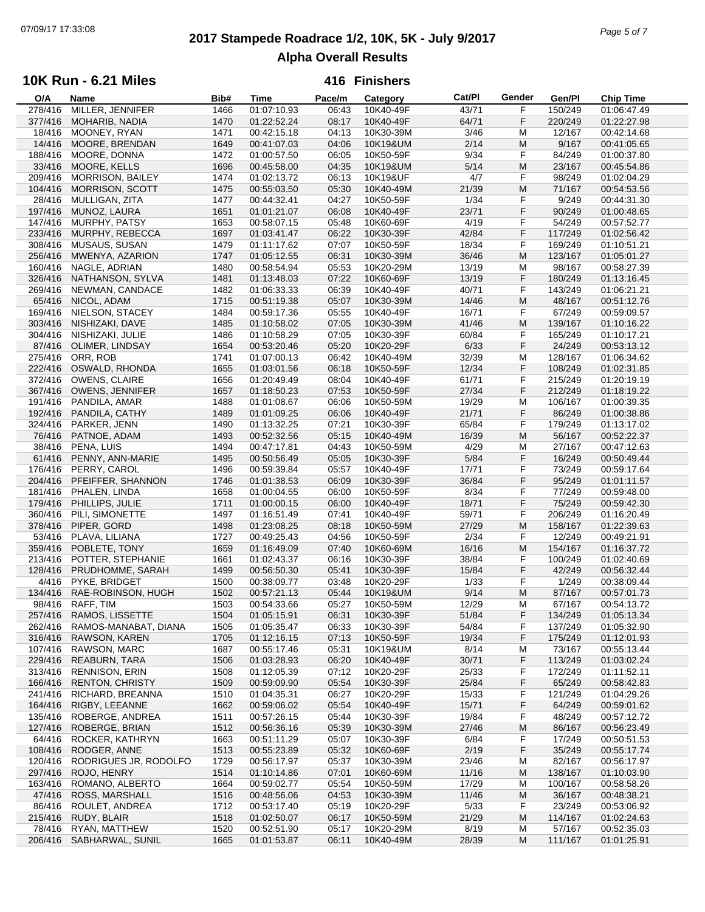# 2017 Stampede Roadrace 1/2, 10K, 5K - July 9/2017

## Alpha Overall Results

### 10K Run - 6.21 Miles

**416 Finishers**

| O/A | Name | Bib# | Time | Pace/m | Category | Cat/Pl | Gender | Gen/Pl | Chip Time |
|---|---|---|---|---|---|---|---|---|---|
| 278/416 | MILLER, JENNIFER | 1466 | 01:07:10.93 | 06:43 | 10K40-49F | 43/71 | F | 150/249 | 01:06:47.49 |
| 377/416 | MOHARIB, NADIA | 1470 | 01:22:52.24 | 08:17 | 10K40-49F | 64/71 | F | 220/249 | 01:22:27.98 |
| 18/416 | MOONEY, RYAN | 1471 | 00:42:15.18 | 04:13 | 10K30-39M | 3/46 | M | 12/167 | 00:42:14.68 |
| 14/416 | MOORE, BRENDAN | 1649 | 00:41:07.03 | 04:06 | 10K19&UM | 2/14 | M | 9/167 | 00:41:05.65 |
| 188/416 | MOORE, DONNA | 1472 | 01:00:57.50 | 06:05 | 10K50-59F | 9/34 | F | 84/249 | 01:00:37.80 |
| 33/416 | MOORE, KELLS | 1696 | 00:45:58.00 | 04:35 | 10K19&UM | 5/14 | M | 23/167 | 00:45:54.86 |
| 209/416 | MORRISON, BAILEY | 1474 | 01:02:13.72 | 06:13 | 10K19&UF | 4/7 | F | 98/249 | 01:02:04.29 |
| 104/416 | MORRISON, SCOTT | 1475 | 00:55:03.50 | 05:30 | 10K40-49M | 21/39 | M | 71/167 | 00:54:53.56 |
| 28/416 | MULLIGAN, ZITA | 1477 | 00:44:32.41 | 04:27 | 10K50-59F | 1/34 | F | 9/249 | 00:44:31.30 |
| 197/416 | MUNOZ, LAURA | 1651 | 01:01:21.07 | 06:08 | 10K40-49F | 23/71 | F | 90/249 | 01:00:48.65 |
| 147/416 | MURPHY, PATSY | 1653 | 00:58:07.15 | 05:48 | 10K60-69F | 4/19 | F | 54/249 | 00:57:52.77 |
| 233/416 | MURPHY, REBECCA | 1697 | 01:03:41.47 | 06:22 | 10K30-39F | 42/84 | F | 117/249 | 01:02:56.42 |
| 308/416 | MUSAUS, SUSAN | 1479 | 01:11:17.62 | 07:07 | 10K50-59F | 18/34 | F | 169/249 | 01:10:51.21 |
| 256/416 | MWENYA, AZARION | 1747 | 01:05:12.55 | 06:31 | 10K30-39M | 36/46 | M | 123/167 | 01:05:01.27 |
| 160/416 | NAGLE, ADRIAN | 1480 | 00:58:54.94 | 05:53 | 10K20-29M | 13/19 | M | 98/167 | 00:58:27.39 |
| 326/416 | NATHANSON, SYLVA | 1481 | 01:13:48.03 | 07:22 | 10K60-69F | 13/19 | F | 180/249 | 01:13:16.45 |
| 269/416 | NEWMAN, CANDACE | 1482 | 01:06:33.33 | 06:39 | 10K40-49F | 40/71 | F | 143/249 | 01:06:21.21 |
| 65/416 | NICOL, ADAM | 1715 | 00:51:19.38 | 05:07 | 10K30-39M | 14/46 | M | 48/167 | 00:51:12.76 |
| 169/416 | NIELSON, STACEY | 1484 | 00:59:17.36 | 05:55 | 10K40-49F | 16/71 | F | 67/249 | 00:59:09.57 |
| 303/416 | NISHIZAKI, DAVE | 1485 | 01:10:58.02 | 07:05 | 10K30-39M | 41/46 | M | 139/167 | 01:10:16.22 |
| 304/416 | NISHIZAKI, JULIE | 1486 | 01:10:58.29 | 07:05 | 10K30-39F | 60/84 | F | 165/249 | 01:10:17.21 |
| 87/416 | OLIMER, LINDSAY | 1654 | 00:53:20.46 | 05:20 | 10K20-29F | 6/33 | F | 24/249 | 00:53:13.12 |
| 275/416 | ORR, ROB | 1741 | 01:07:00.13 | 06:42 | 10K40-49M | 32/39 | M | 128/167 | 01:06:34.62 |
| 222/416 | OSWALD, RHONDA | 1655 | 01:03:01.56 | 06:18 | 10K50-59F | 12/34 | F | 108/249 | 01:02:31.85 |
| 372/416 | OWENS, CLAIRE | 1656 | 01:20:49.49 | 08:04 | 10K40-49F | 61/71 | F | 215/249 | 01:20:19.19 |
| 367/416 | OWENS, JENNIFER | 1657 | 01:18:50.23 | 07:53 | 10K50-59F | 27/34 | F | 212/249 | 01:18:19.22 |
| 191/416 | PANDILA, AMAR | 1488 | 01:01:08.67 | 06:06 | 10K50-59M | 19/29 | M | 106/167 | 01:00:39.35 |
| 192/416 | PANDILA, CATHY | 1489 | 01:01:09.25 | 06:06 | 10K40-49F | 21/71 | F | 86/249 | 01:00:38.86 |
| 324/416 | PARKER, JENN | 1490 | 01:13:32.25 | 07:21 | 10K30-39F | 65/84 | F | 179/249 | 01:13:17.02 |
| 76/416 | PATNOE, ADAM | 1493 | 00:52:32.56 | 05:15 | 10K40-49M | 16/39 | M | 56/167 | 00:52:22.37 |
| 38/416 | PENA, LUIS | 1494 | 00:47:17.81 | 04:43 | 10K50-59M | 4/29 | M | 27/167 | 00:47:12.63 |
| 61/416 | PENNY, ANN-MARIE | 1495 | 00:50:56.49 | 05:05 | 10K30-39F | 5/84 | F | 16/249 | 00:50:49.44 |
| 176/416 | PERRY, CAROL | 1496 | 00:59:39.84 | 05:57 | 10K40-49F | 17/71 | F | 73/249 | 00:59:17.64 |
| 204/416 | PFEIFFER, SHANNON | 1746 | 01:01:38.53 | 06:09 | 10K30-39F | 36/84 | F | 95/249 | 01:01:11.57 |
| 181/416 | PHALEN, LINDA | 1658 | 01:00:04.55 | 06:00 | 10K50-59F | 8/34 | F | 77/249 | 00:59:48.00 |
| 179/416 | PHILLIPS, JULIE | 1711 | 01:00:00.15 | 06:00 | 10K40-49F | 18/71 | F | 75/249 | 00:59:42.30 |
| 360/416 | PILI, SIMONETTE | 1497 | 01:16:51.49 | 07:41 | 10K40-49F | 59/71 | F | 206/249 | 01:16:20.49 |
| 378/416 | PIPER, GORD | 1498 | 01:23:08.25 | 08:18 | 10K50-59M | 27/29 | M | 158/167 | 01:22:39.63 |
| 53/416 | PLAVA, LILIANA | 1727 | 00:49:25.43 | 04:56 | 10K50-59F | 2/34 | F | 12/249 | 00:49:21.91 |
| 359/416 | POBLETE, TONY | 1659 | 01:16:49.09 | 07:40 | 10K60-69M | 16/16 | M | 154/167 | 01:16:37.72 |
| 213/416 | POTTER, STEPHANIE | 1661 | 01:02:43.37 | 06:16 | 10K30-39F | 38/84 | F | 100/249 | 01:02:40.69 |
| 128/416 | PRUDHOMME, SARAH | 1499 | 00:56:50.30 | 05:41 | 10K30-39F | 15/84 | F | 42/249 | 00:56:32.44 |
| 4/416 | PYKE, BRIDGET | 1500 | 00:38:09.77 | 03:48 | 10K20-29F | 1/33 | F | 1/249 | 00:38:09.44 |
| 134/416 | RAE-ROBINSON, HUGH | 1502 | 00:57:21.13 | 05:44 | 10K19&UM | 9/14 | M | 87/167 | 00:57:01.73 |
| 98/416 | RAFF, TIM | 1503 | 00:54:33.66 | 05:27 | 10K50-59M | 12/29 | M | 67/167 | 00:54:13.72 |
| 257/416 | RAMOS, LISSETTE | 1504 | 01:05:15.91 | 06:31 | 10K30-39F | 51/84 | F | 134/249 | 01:05:13.34 |
| 262/416 | RAMOS-MANABAT, DIANA | 1505 | 01:05:35.47 | 06:33 | 10K30-39F | 54/84 | F | 137/249 | 01:05:32.90 |
| 316/416 | RAWSON, KAREN | 1705 | 01:12:16.15 | 07:13 | 10K50-59F | 19/34 | F | 175/249 | 01:12:01.93 |
| 107/416 | RAWSON, MARC | 1687 | 00:55:17.46 | 05:31 | 10K19&UM | 8/14 | M | 73/167 | 00:55:13.44 |
| 229/416 | REABURN, TARA | 1506 | 01:03:28.93 | 06:20 | 10K40-49F | 30/71 | F | 113/249 | 01:03:02.24 |
| 313/416 | RENNISON, ERIN | 1508 | 01:12:05.39 | 07:12 | 10K20-29F | 25/33 | F | 172/249 | 01:11:52.11 |
| 166/416 | RENTON, CHRISTY | 1509 | 00:59:09.90 | 05:54 | 10K30-39F | 25/84 | F | 65/249 | 00:58:42.83 |
| 241/416 | RICHARD, BREANNA | 1510 | 01:04:35.31 | 06:27 | 10K20-29F | 15/33 | F | 121/249 | 01:04:29.26 |
| 164/416 | RIGBY, LEEANNE | 1662 | 00:59:06.02 | 05:54 | 10K40-49F | 15/71 | F | 64/249 | 00:59:01.62 |
| 135/416 | ROBERGE, ANDREA | 1511 | 00:57:26.15 | 05:44 | 10K30-39F | 19/84 | F | 48/249 | 00:57:12.72 |
| 127/416 | ROBERGE, BRIAN | 1512 | 00:56:36.16 | 05:39 | 10K30-39M | 27/46 | M | 86/167 | 00:56:23.49 |
| 64/416 | ROCKER, KATHRYN | 1663 | 00:51:11.29 | 05:07 | 10K30-39F | 6/84 | F | 17/249 | 00:50:51.53 |
| 108/416 | RODGER, ANNE | 1513 | 00:55:23.89 | 05:32 | 10K60-69F | 2/19 | F | 35/249 | 00:55:17.74 |
| 120/416 | RODRIGUES JR, RODOLFO | 1729 | 00:56:17.97 | 05:37 | 10K30-39M | 23/46 | M | 82/167 | 00:56:17.97 |
| 297/416 | ROJO, HENRY | 1514 | 01:10:14.86 | 07:01 | 10K60-69M | 11/16 | M | 138/167 | 01:10:03.90 |
| 163/416 | ROMANO, ALBERTO | 1664 | 00:59:02.77 | 05:54 | 10K50-59M | 17/29 | M | 100/167 | 00:58:58.26 |
| 47/416 | ROSS, MARSHALL | 1516 | 00:48:56.06 | 04:53 | 10K30-39M | 11/46 | M | 36/167 | 00:48:38.21 |
| 86/416 | ROULET, ANDREA | 1712 | 00:53:17.40 | 05:19 | 10K20-29F | 5/33 | F | 23/249 | 00:53:06.92 |
| 215/416 | RUDY, BLAIR | 1518 | 01:02:50.07 | 06:17 | 10K50-59M | 21/29 | M | 114/167 | 01:02:24.63 |
| 78/416 | RYAN, MATTHEW | 1520 | 00:52:51.90 | 05:17 | 10K20-29M | 8/19 | M | 57/167 | 00:52:35.03 |
| 206/416 | SABHARWAL, SUNIL | 1665 | 01:01:53.87 | 06:11 | 10K40-49M | 28/39 | M | 111/167 | 01:01:25.91 |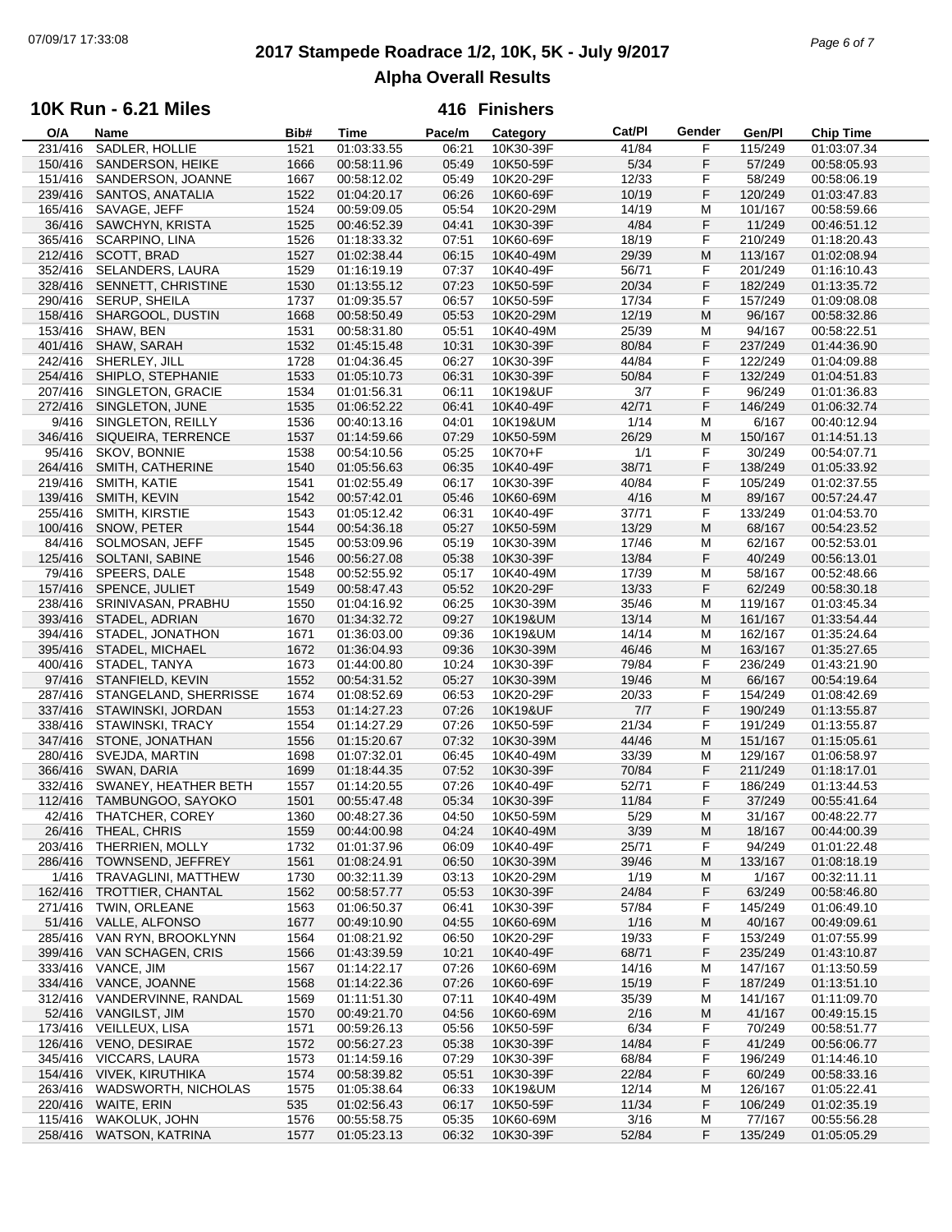# 2017 Stampede Roadrace 1/2, 10K, 5K - July 9/2017

## Alpha Overall Results

### 10K Run - 6.21 Miles

**416 Finishers**

| O/A | Name | Bib# | Time | Pace/m | Category | Cat/Pl | Gender | Gen/Pl | Chip Time |
|---|---|---|---|---|---|---|---|---|---|
| 231/416 | SADLER, HOLLIE | 1521 | 01:03:33.55 | 06:21 | 10K30-39F | 41/84 | F | 115/249 | 01:03:07.34 |
| 150/416 | SANDERSON, HEIKE | 1666 | 00:58:11.96 | 05:49 | 10K50-59F | 5/34 | F | 57/249 | 00:58:05.93 |
| 151/416 | SANDERSON, JOANNE | 1667 | 00:58:12.02 | 05:49 | 10K20-29F | 12/33 | F | 58/249 | 00:58:06.19 |
| 239/416 | SANTOS, ANATALIA | 1522 | 01:04:20.17 | 06:26 | 10K60-69F | 10/19 | F | 120/249 | 01:03:47.83 |
| 165/416 | SAVAGE, JEFF | 1524 | 00:59:09.05 | 05:54 | 10K20-29M | 14/19 | M | 101/167 | 00:58:59.66 |
| 36/416 | SAWCHYN, KRISTA | 1525 | 00:46:52.39 | 04:41 | 10K30-39F | 4/84 | F | 11/249 | 00:46:51.12 |
| 365/416 | SCARPINO, LINA | 1526 | 01:18:33.32 | 07:51 | 10K60-69F | 18/19 | F | 210/249 | 01:18:20.43 |
| 212/416 | SCOTT, BRAD | 1527 | 01:02:38.44 | 06:15 | 10K40-49M | 29/39 | M | 113/167 | 01:02:08.94 |
| 352/416 | SELANDERS, LAURA | 1529 | 01:16:19.19 | 07:37 | 10K40-49F | 56/71 | F | 201/249 | 01:16:10.43 |
| 328/416 | SENNETT, CHRISTINE | 1530 | 01:13:55.12 | 07:23 | 10K50-59F | 20/34 | F | 182/249 | 01:13:35.72 |
| 290/416 | SERUP, SHEILA | 1737 | 01:09:35.57 | 06:57 | 10K50-59F | 17/34 | F | 157/249 | 01:09:08.08 |
| 158/416 | SHARGOOL, DUSTIN | 1668 | 00:58:50.49 | 05:53 | 10K20-29M | 12/19 | M | 96/167 | 00:58:32.86 |
| 153/416 | SHAW, BEN | 1531 | 00:58:31.80 | 05:51 | 10K40-49M | 25/39 | M | 94/167 | 00:58:22.51 |
| 401/416 | SHAW, SARAH | 1532 | 01:45:15.48 | 10:31 | 10K30-39F | 80/84 | F | 237/249 | 01:44:36.90 |
| 242/416 | SHERLEY, JILL | 1728 | 01:04:36.45 | 06:27 | 10K30-39F | 44/84 | F | 122/249 | 01:04:09.88 |
| 254/416 | SHIPLO, STEPHANIE | 1533 | 01:05:10.73 | 06:31 | 10K30-39F | 50/84 | F | 132/249 | 01:04:51.83 |
| 207/416 | SINGLETON, GRACIE | 1534 | 01:01:56.31 | 06:11 | 10K19&UF | 3/7 | F | 96/249 | 01:01:36.83 |
| 272/416 | SINGLETON, JUNE | 1535 | 01:06:52.22 | 06:41 | 10K40-49F | 42/71 | F | 146/249 | 01:06:32.74 |
| 9/416 | SINGLETON, REILLY | 1536 | 00:40:13.16 | 04:01 | 10K19&UM | 1/14 | M | 6/167 | 00:40:12.94 |
| 346/416 | SIQUEIRA, TERRENCE | 1537 | 01:14:59.66 | 07:29 | 10K50-59M | 26/29 | M | 150/167 | 01:14:51.13 |
| 95/416 | SKOV, BONNIE | 1538 | 00:54:10.56 | 05:25 | 10K70+F | 1/1 | F | 30/249 | 00:54:07.71 |
| 264/416 | SMITH, CATHERINE | 1540 | 01:05:56.63 | 06:35 | 10K40-49F | 38/71 | F | 138/249 | 01:05:33.92 |
| 219/416 | SMITH, KATIE | 1541 | 01:02:55.49 | 06:17 | 10K30-39F | 40/84 | F | 105/249 | 01:02:37.55 |
| 139/416 | SMITH, KEVIN | 1542 | 00:57:42.01 | 05:46 | 10K60-69M | 4/16 | M | 89/167 | 00:57:24.47 |
| 255/416 | SMITH, KIRSTIE | 1543 | 01:05:12.42 | 06:31 | 10K40-49F | 37/71 | F | 133/249 | 01:04:53.70 |
| 100/416 | SNOW, PETER | 1544 | 00:54:36.18 | 05:27 | 10K50-59M | 13/29 | M | 68/167 | 00:54:23.52 |
| 84/416 | SOLMOSAN, JEFF | 1545 | 00:53:09.96 | 05:19 | 10K30-39M | 17/46 | M | 62/167 | 00:52:53.01 |
| 125/416 | SOLTANI, SABINE | 1546 | 00:56:27.08 | 05:38 | 10K30-39F | 13/84 | F | 40/249 | 00:56:13.01 |
| 79/416 | SPEERS, DALE | 1548 | 00:52:55.92 | 05:17 | 10K40-49M | 17/39 | M | 58/167 | 00:52:48.66 |
| 157/416 | SPENCE, JULIET | 1549 | 00:58:47.43 | 05:52 | 10K20-29F | 13/33 | F | 62/249 | 00:58:30.18 |
| 238/416 | SRINIVASAN, PRABHU | 1550 | 01:04:16.92 | 06:25 | 10K30-39M | 35/46 | M | 119/167 | 01:03:45.34 |
| 393/416 | STADEL, ADRIAN | 1670 | 01:34:32.72 | 09:27 | 10K19&UM | 13/14 | M | 161/167 | 01:33:54.44 |
| 394/416 | STADEL, JONATHON | 1671 | 01:36:03.00 | 09:36 | 10K19&UM | 14/14 | M | 162/167 | 01:35:24.64 |
| 395/416 | STADEL, MICHAEL | 1672 | 01:36:04.93 | 09:36 | 10K30-39M | 46/46 | M | 163/167 | 01:35:27.65 |
| 400/416 | STADEL, TANYA | 1673 | 01:44:00.80 | 10:24 | 10K30-39F | 79/84 | F | 236/249 | 01:43:21.90 |
| 97/416 | STANFIELD, KEVIN | 1552 | 00:54:31.52 | 05:27 | 10K30-39M | 19/46 | M | 66/167 | 00:54:19.64 |
| 287/416 | STANGELAND, SHERRISSE | 1674 | 01:08:52.69 | 06:53 | 10K20-29F | 20/33 | F | 154/249 | 01:08:42.69 |
| 337/416 | STAWINSKI, JORDAN | 1553 | 01:14:27.23 | 07:26 | 10K19&UF | 7/7 | F | 190/249 | 01:13:55.87 |
| 338/416 | STAWINSKI, TRACY | 1554 | 01:14:27.29 | 07:26 | 10K50-59F | 21/34 | F | 191/249 | 01:13:55.87 |
| 347/416 | STONE, JONATHAN | 1556 | 01:15:20.67 | 07:32 | 10K30-39M | 44/46 | M | 151/167 | 01:15:05.61 |
| 280/416 | SVEJDA, MARTIN | 1698 | 01:07:32.01 | 06:45 | 10K40-49M | 33/39 | M | 129/167 | 01:06:58.97 |
| 366/416 | SWAN, DARIA | 1699 | 01:18:44.35 | 07:52 | 10K30-39F | 70/84 | F | 211/249 | 01:18:17.01 |
| 332/416 | SWANEY, HEATHER BETH | 1557 | 01:14:20.55 | 07:26 | 10K40-49F | 52/71 | F | 186/249 | 01:13:44.53 |
| 112/416 | TAMBUNGOO, SAYOKO | 1501 | 00:55:47.48 | 05:34 | 10K30-39F | 11/84 | F | 37/249 | 00:55:41.64 |
| 42/416 | THATCHER, COREY | 1360 | 00:48:27.36 | 04:50 | 10K50-59M | 5/29 | M | 31/167 | 00:48:22.77 |
| 26/416 | THEAL, CHRIS | 1559 | 00:44:00.98 | 04:24 | 10K40-49M | 3/39 | M | 18/167 | 00:44:00.39 |
| 203/416 | THERRIEN, MOLLY | 1732 | 01:01:37.96 | 06:09 | 10K40-49F | 25/71 | F | 94/249 | 01:01:22.48 |
| 286/416 | TOWNSEND, JEFFREY | 1561 | 01:08:24.91 | 06:50 | 10K30-39M | 39/46 | M | 133/167 | 01:08:18.19 |
| 1/416 | TRAVAGLINI, MATTHEW | 1730 | 00:32:11.39 | 03:13 | 10K20-29M | 1/19 | M | 1/167 | 00:32:11.11 |
| 162/416 | TROTTIER, CHANTAL | 1562 | 00:58:57.77 | 05:53 | 10K30-39F | 24/84 | F | 63/249 | 00:58:46.80 |
| 271/416 | TWIN, ORLEANE | 1563 | 01:06:50.37 | 06:41 | 10K30-39F | 57/84 | F | 145/249 | 01:06:49.10 |
| 51/416 | VALLE, ALFONSO | 1677 | 00:49:10.90 | 04:55 | 10K60-69M | 1/16 | M | 40/167 | 00:49:09.61 |
| 285/416 | VAN RYN, BROOKLYNN | 1564 | 01:08:21.92 | 06:50 | 10K20-29F | 19/33 | F | 153/249 | 01:07:55.99 |
| 399/416 | VAN SCHAGEN, CRIS | 1566 | 01:43:39.59 | 10:21 | 10K40-49F | 68/71 | F | 235/249 | 01:43:10.87 |
| 333/416 | VANCE, JIM | 1567 | 01:14:22.17 | 07:26 | 10K60-69M | 14/16 | M | 147/167 | 01:13:50.59 |
| 334/416 | VANCE, JOANNE | 1568 | 01:14:22.36 | 07:26 | 10K60-69F | 15/19 | F | 187/249 | 01:13:51.10 |
| 312/416 | VANDERVINNE, RANDAL | 1569 | 01:11:51.30 | 07:11 | 10K40-49M | 35/39 | M | 141/167 | 01:11:09.70 |
| 52/416 | VANGILST, JIM | 1570 | 00:49:21.70 | 04:56 | 10K60-69M | 2/16 | M | 41/167 | 00:49:15.15 |
| 173/416 | VEILLEUX, LISA | 1571 | 00:59:26.13 | 05:56 | 10K50-59F | 6/34 | F | 70/249 | 00:58:51.77 |
| 126/416 | VENO, DESIRAE | 1572 | 00:56:27.23 | 05:38 | 10K30-39F | 14/84 | F | 41/249 | 00:56:06.77 |
| 345/416 | VICCARS, LAURA | 1573 | 01:14:59.16 | 07:29 | 10K30-39F | 68/84 | F | 196/249 | 01:14:46.10 |
| 154/416 | VIVEK, KIRUTHIKA | 1574 | 00:58:39.82 | 05:51 | 10K30-39F | 22/84 | F | 60/249 | 00:58:33.16 |
| 263/416 | WADSWORTH, NICHOLAS | 1575 | 01:05:38.64 | 06:33 | 10K19&UM | 12/14 | M | 126/167 | 01:05:22.41 |
| 220/416 | WAITE, ERIN | 535 | 01:02:56.43 | 06:17 | 10K50-59F | 11/34 | F | 106/249 | 01:02:35.19 |
| 115/416 | WAKOLUK, JOHN | 1576 | 00:55:58.75 | 05:35 | 10K60-69M | 3/16 | M | 77/167 | 00:55:56.28 |
| 258/416 | WATSON, KATRINA | 1577 | 01:05:23.13 | 06:32 | 10K30-39F | 52/84 | F | 135/249 | 01:05:05.29 |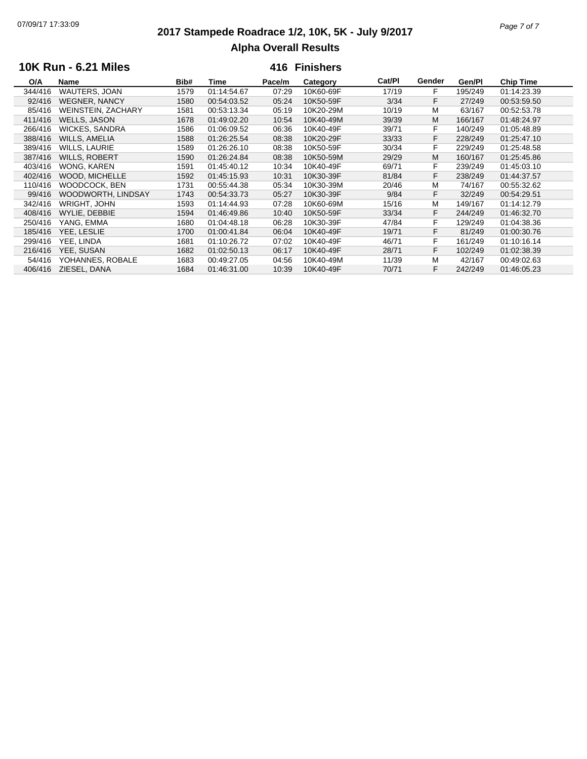## 2017 Stampede Roadrace 1/2, 10K, 5K - July 9/2017

## Alpha Overall Results

### 10K Run - 6.21 Miles

**416 Finishers**

| O/A | Name | Bib# | Time | Pace/m | Category | Cat/Pl | Gender | Gen/Pl | Chip Time |
|---|---|---|---|---|---|---|---|---|---|
| 344/416 | WAUTERS, JOAN | 1579 | 01:14:54.67 | 07:29 | 10K60-69F | 17/19 | F | 195/249 | 01:14:23.39 |
| 92/416 | WEGNER, NANCY | 1580 | 00:54:03.52 | 05:24 | 10K50-59F | 3/34 | F | 27/249 | 00:53:59.50 |
| 85/416 | WEINSTEIN, ZACHARY | 1581 | 00:53:13.34 | 05:19 | 10K20-29M | 10/19 | M | 63/167 | 00:52:53.78 |
| 411/416 | WELLS, JASON | 1678 | 01:49:02.20 | 10:54 | 10K40-49M | 39/39 | M | 166/167 | 01:48:24.97 |
| 266/416 | WICKES, SANDRA | 1586 | 01:06:09.52 | 06:36 | 10K40-49F | 39/71 | F | 140/249 | 01:05:48.89 |
| 388/416 | WILLS, AMELIA | 1588 | 01:26:25.54 | 08:38 | 10K20-29F | 33/33 | F | 228/249 | 01:25:47.10 |
| 389/416 | WILLS, LAURIE | 1589 | 01:26:26.10 | 08:38 | 10K50-59F | 30/34 | F | 229/249 | 01:25:48.58 |
| 387/416 | WILLS, ROBERT | 1590 | 01:26:24.84 | 08:38 | 10K50-59M | 29/29 | M | 160/167 | 01:25:45.86 |
| 403/416 | WONG, KAREN | 1591 | 01:45:40.12 | 10:34 | 10K40-49F | 69/71 | F | 239/249 | 01:45:03.10 |
| 402/416 | WOOD, MICHELLE | 1592 | 01:45:15.93 | 10:31 | 10K30-39F | 81/84 | F | 238/249 | 01:44:37.57 |
| 110/416 | WOODCOCK, BEN | 1731 | 00:55:44.38 | 05:34 | 10K30-39M | 20/46 | M | 74/167 | 00:55:32.62 |
| 99/416 | WOODWORTH, LINDSAY | 1743 | 00:54:33.73 | 05:27 | 10K30-39F | 9/84 | F | 32/249 | 00:54:29.51 |
| 342/416 | WRIGHT, JOHN | 1593 | 01:14:44.93 | 07:28 | 10K60-69M | 15/16 | M | 149/167 | 01:14:12.79 |
| 408/416 | WYLIE, DEBBIE | 1594 | 01:46:49.86 | 10:40 | 10K50-59F | 33/34 | F | 244/249 | 01:46:32.70 |
| 250/416 | YANG, EMMA | 1680 | 01:04:48.18 | 06:28 | 10K30-39F | 47/84 | F | 129/249 | 01:04:38.36 |
| 185/416 | YEE, LESLIE | 1700 | 01:00:41.84 | 06:04 | 10K40-49F | 19/71 | F | 81/249 | 01:00:30.76 |
| 299/416 | YEE, LINDA | 1681 | 01:10:26.72 | 07:02 | 10K40-49F | 46/71 | F | 161/249 | 01:10:16.14 |
| 216/416 | YEE, SUSAN | 1682 | 01:02:50.13 | 06:17 | 10K40-49F | 28/71 | F | 102/249 | 01:02:38.39 |
| 54/416 | YOHANNES, ROBALE | 1683 | 00:49:27.05 | 04:56 | 10K40-49M | 11/39 | M | 42/167 | 00:49:02.63 |
| 406/416 | ZIESEL, DANA | 1684 | 01:46:31.00 | 10:39 | 10K40-49F | 70/71 | F | 242/249 | 01:46:05.23 |